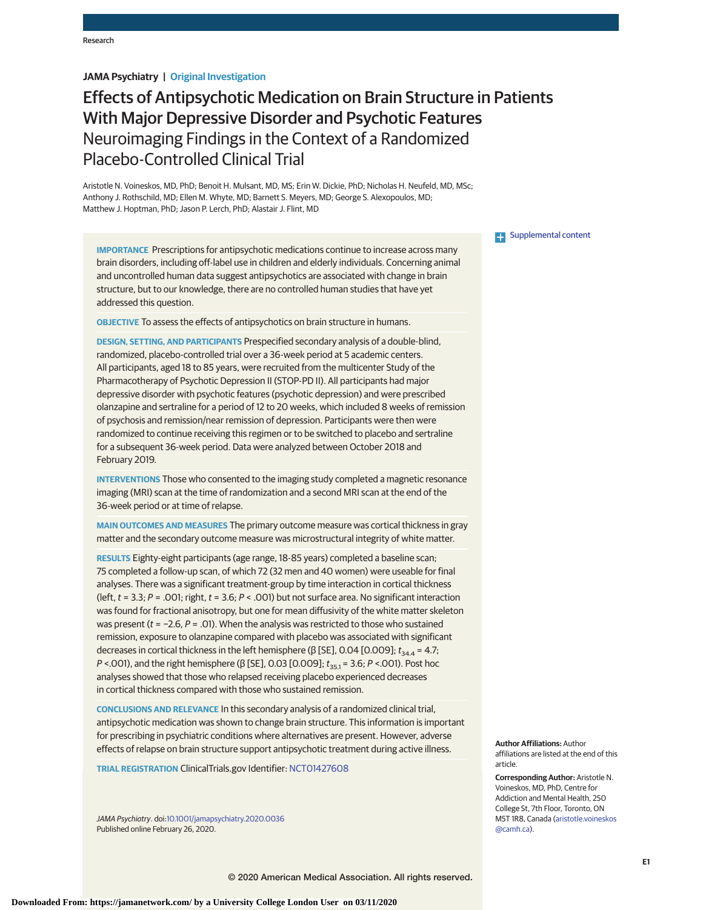Research

**JAMA Psychiatry | Original Investigation**

# Effects of Antipsychotic Medication on Brain Structure in Patients With Major Depressive Disorder and Psychotic Features

## Neuroimaging Findings in the Context of a Randomized Placebo-Controlled Clinical Trial

Aristotle N. Voineskos, MD, PhD; Benoit H. Mulsant, MD, MS; Erin W. Dickie, PhD; Nicholas H. Neufeld, MD, MSc; Anthony J. Rothschild, MD; Ellen M. Whyte, MD; Barnett S. Meyers, MD; George S. Alexopoulos, MD; Matthew J. Hoptman, PhD; Jason P. Lerch, PhD; Alastair J. Flint, MD

Supplemental content

**IMPORTANCE** Prescriptions for antipsychotic medications continue to increase across many brain disorders, including off-label use in children and elderly individuals. Concerning animal and uncontrolled human data suggest antipsychotics are associated with change in brain structure, but to our knowledge, there are no controlled human studies that have yet addressed this question.

**OBJECTIVE** To assess the effects of antipsychotics on brain structure in humans.

**DESIGN, SETTING, AND PARTICIPANTS** Prespecified secondary analysis of a double-blind, randomized, placebo-controlled trial over a 36-week period at 5 academic centers. All participants, aged 18 to 85 years, were recruited from the multicenter Study of the Pharmacotherapy of Psychotic Depression II (STOP-PD II). All participants had major depressive disorder with psychotic features (psychotic depression) and were prescribed olanzapine and sertraline for a period of 12 to 20 weeks, which included 8 weeks of remission of psychosis and remission/near remission of depression. Participants were then were randomized to continue receiving this regimen or to be switched to placebo and sertraline for a subsequent 36-week period. Data were analyzed between October 2018 and February 2019.

**INTERVENTIONS** Those who consented to the imaging study completed a magnetic resonance imaging (MRI) scan at the time of randomization and a second MRI scan at the end of the 36-week period or at time of relapse.

**MAIN OUTCOMES AND MEASURES** The primary outcome measure was cortical thickness in gray matter and the secondary outcome measure was microstructural integrity of white matter.

**RESULTS** Eighty-eight participants (age range, 18-85 years) completed a baseline scan; 75 completed a follow-up scan, of which 72 (32 men and 40 women) were useable for final analyses. There was a significant treatment-group by time interaction in cortical thickness (left, $t = 3.3$; $P = .001$; right, $t = 3.6$; $P < .001$) but not surface area. No significant interaction was found for fractional anisotropy, but one for mean diffusivity of the white matter skeleton was present ($t = −2.6$, $P = .01$). When the analysis was restricted to those who sustained remission, exposure to olanzapine compared with placebo was associated with significant decreases in cortical thickness in the left hemisphere (β [SE], 0.04 [0.009]; $t_{34.4} = 4.7$; $P < .001$), and the right hemisphere (β [SE], 0.03 [0.009]; $t_{35.1} = 3.6$; $P < .001$). Post hoc analyses showed that those who relapsed receiving placebo experienced decreases in cortical thickness compared with those who sustained remission.

**CONCLUSIONS AND RELEVANCE** In this secondary analysis of a randomized clinical trial, antipsychotic medication was shown to change brain structure. This information is important for prescribing in psychiatric conditions where alternatives are present. However, adverse effects of relapse on brain structure support antipsychotic treatment during active illness.

**TRIAL REGISTRATION** ClinicalTrials.gov Identifier: NCT01427608

*JAMA Psychiatry*. doi:10.1001/jamapsychiatry.2020.0036
Published online February 26, 2020.

**Author Affiliations:** Author affiliations are listed at the end of this article.

**Corresponding Author:** Aristotle N. Voineskos, MD, PhD, Centre for Addiction and Mental Health, 250 College St, 7th Floor, Toronto, ON M5T 1R8, Canada (aristotle.voineskos@camh.ca).

© 2020 American Medical Association. All rights reserved.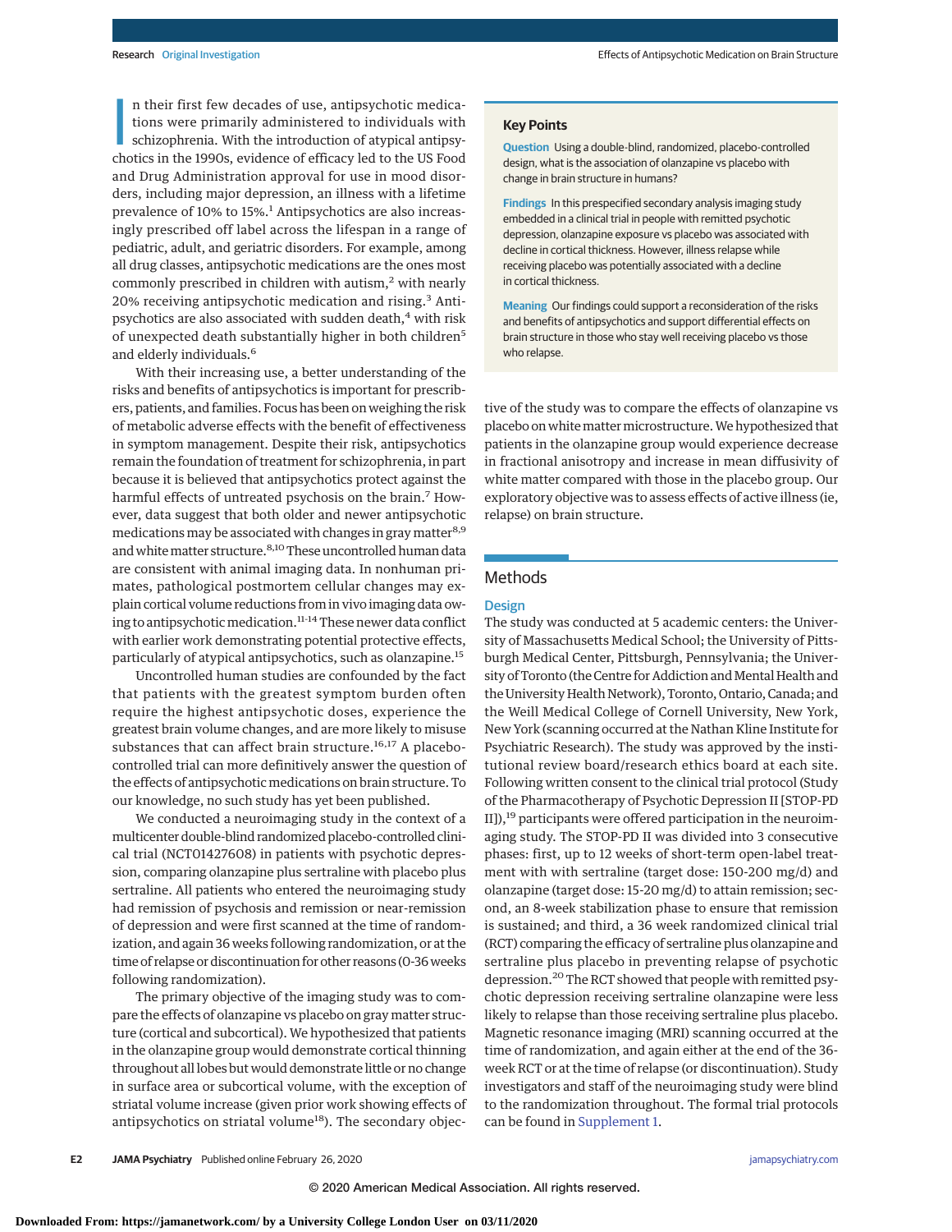In their first few decades of use, antipsychotic medications were primarily administered to individuals with schizophrenia. With the introduction of atypical antipsychotics in the 1990s, evidence of efficacy led to the US Food and Drug Administration approval for use in mood disorders, including major depression, an illness with a lifetime prevalence of 10% to 15%.[1] Antipsychotics are also increasingly prescribed off label across the lifespan in a range of pediatric, adult, and geriatric disorders. For example, among all drug classes, antipsychotic medications are the ones most commonly prescribed in children with autism,[2] with nearly 20% receiving antipsychotic medication and rising.[3] Antipsychotics are also associated with sudden death,[4] with risk of unexpected death substantially higher in both children[5] and elderly individuals.[6]

With their increasing use, a better understanding of the risks and benefits of antipsychotics is important for prescribers, patients, and families. Focus has been on weighing the risk of metabolic adverse effects with the benefit of effectiveness in symptom management. Despite their risk, antipsychotics remain the foundation of treatment for schizophrenia, in part because it is believed that antipsychotics protect against the harmful effects of untreated psychosis on the brain.[7] However, data suggest that both older and newer antipsychotic medications may be associated with changes in gray matter[8,9] and white matter structure.[8,10] These uncontrolled human data are consistent with animal imaging data. In nonhuman primates, pathological postmortem cellular changes may explain cortical volume reductions from in vivo imaging data owing to antipsychotic medication.[11-14] These newer data conflict with earlier work demonstrating potential protective effects, particularly of atypical antipsychotics, such as olanzapine.[15]

Uncontrolled human studies are confounded by the fact that patients with the greatest symptom burden often require the highest antipsychotic doses, experience the greatest brain volume changes, and are more likely to misuse substances that can affect brain structure.[16,17] A placebo-controlled trial can more definitively answer the question of the effects of antipsychotic medications on brain structure. To our knowledge, no such study has yet been published.

We conducted a neuroimaging study in the context of a multicenter double-blind randomized placebo-controlled clinical trial (NCT01427608) in patients with psychotic depression, comparing olanzapine plus sertraline with placebo plus sertraline. All patients who entered the neuroimaging study had remission of psychosis and remission or near-remission of depression and were first scanned at the time of randomization, and again 36 weeks following randomization, or at the time of relapse or discontinuation for other reasons (0-36 weeks following randomization).

The primary objective of the imaging study was to compare the effects of olanzapine vs placebo on gray matter structure (cortical and subcortical). We hypothesized that patients in the olanzapine group would demonstrate cortical thinning throughout all lobes but would demonstrate little or no change in surface area or subcortical volume, with the exception of striatal volume increase (given prior work showing effects of antipsychotics on striatal volume[18]). The secondary objective of the study was to compare the effects of olanzapine vs placebo on white matter microstructure. We hypothesized that patients in the olanzapine group would experience decrease in fractional anisotropy and increase in mean diffusivity of white matter compared with those in the placebo group. Our exploratory objective was to assess effects of active illness (ie, relapse) on brain structure.

**Key Points**

**Question** Using a double-blind, randomized, placebo-controlled design, what is the association of olanzapine vs placebo with change in brain structure in humans?

**Findings** In this prespecified secondary analysis imaging study embedded in a clinical trial in people with remitted psychotic depression, olanzapine exposure vs placebo was associated with decline in cortical thickness. However, illness relapse while receiving placebo was potentially associated with a decline in cortical thickness.

**Meaning** Our findings could support a reconsideration of the risks and benefits of antipsychotics and support differential effects on brain structure in those who stay well receiving placebo vs those who relapse.

## Methods

### Design

The study was conducted at 5 academic centers: the University of Massachusetts Medical School; the University of Pittsburgh Medical Center, Pittsburgh, Pennsylvania; the University of Toronto (the Centre for Addiction and Mental Health and the University Health Network), Toronto, Ontario, Canada; and the Weill Medical College of Cornell University, New York, New York (scanning occurred at the Nathan Kline Institute for Psychiatric Research). The study was approved by the institutional review board/research ethics board at each site. Following written consent to the clinical trial protocol (Study of the Pharmacotherapy of Psychotic Depression II [STOP-PD II]),[19] participants were offered participation in the neuroimaging study. The STOP-PD II was divided into 3 consecutive phases: first, up to 12 weeks of short-term open-label treatment with with sertraline (target dose: 150-200 mg/d) and olanzapine (target dose: 15-20 mg/d) to attain remission; second, an 8-week stabilization phase to ensure that remission is sustained; and third, a 36 week randomized clinical trial (RCT) comparing the efficacy of sertraline plus olanzapine and sertraline plus placebo in preventing relapse of psychotic depression.[20] The RCT showed that people with remitted psychotic depression receiving sertraline olanzapine were less likely to relapse than those receiving sertraline plus placebo. Magnetic resonance imaging (MRI) scanning occurred at the time of randomization, and again either at the end of the 36-week RCT or at the time of relapse (or discontinuation). Study investigators and staff of the neuroimaging study were blind to the randomization throughout. The formal trial protocols can be found in Supplement 1.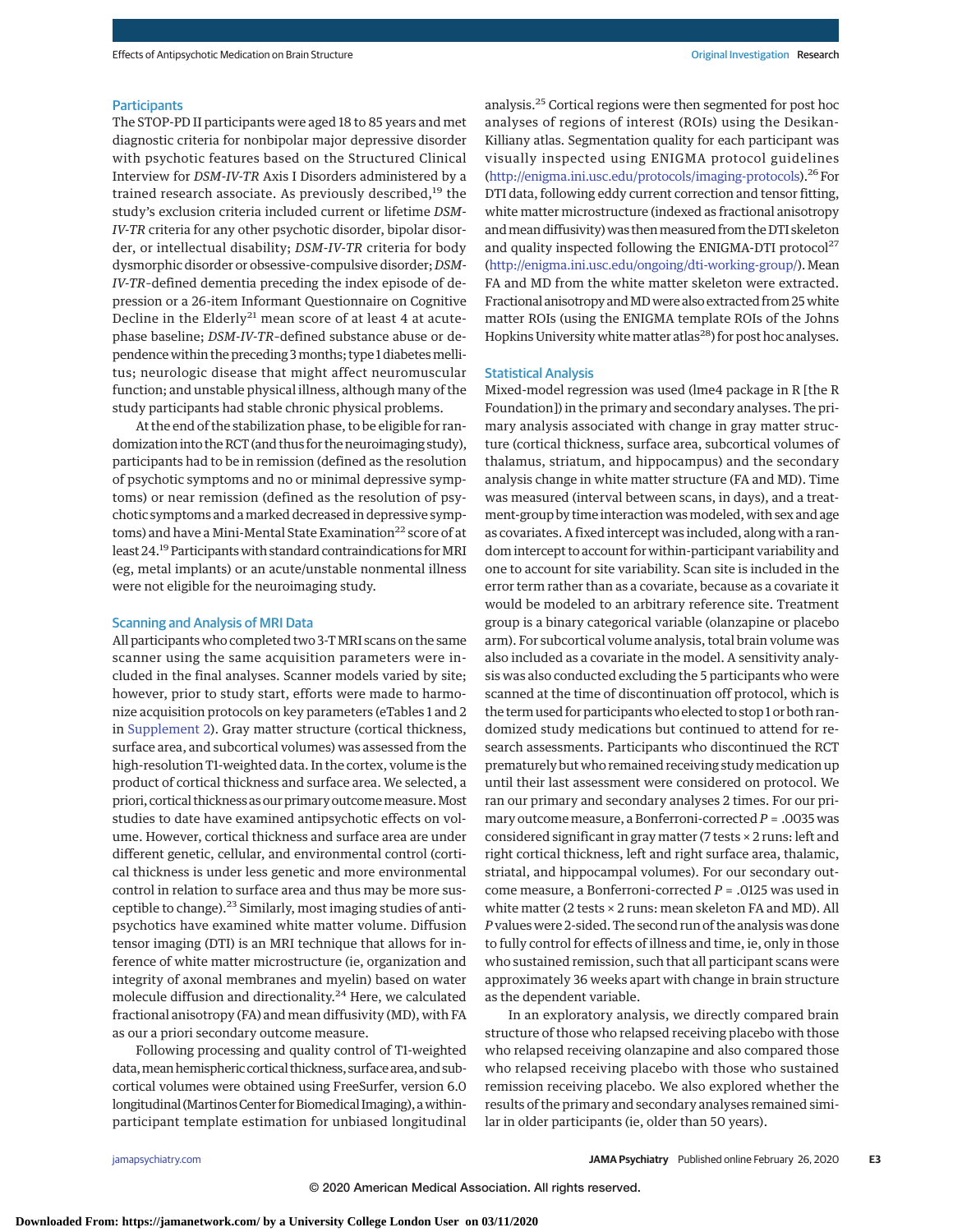### Participants

The STOP-PD II participants were aged 18 to 85 years and met diagnostic criteria for nonbipolar major depressive disorder with psychotic features based on the Structured Clinical Interview for *DSM-IV-TR* Axis I Disorders administered by a trained research associate. As previously described,[19] the study's exclusion criteria included current or lifetime *DSM-IV-TR* criteria for any other psychotic disorder, bipolar disorder, or intellectual disability; *DSM-IV-TR* criteria for body dysmorphic disorder or obsessive-compulsive disorder; *DSM-IV-TR*–defined dementia preceding the index episode of depression or a 26-item Informant Questionnaire on Cognitive Decline in the Elderly[21] mean score of at least 4 at acute-phase baseline; *DSM-IV-TR*–defined substance abuse or dependence within the preceding 3 months; type 1 diabetes mellitus; neurologic disease that might affect neuromuscular function; and unstable physical illness, although many of the study participants had stable chronic physical problems.

At the end of the stabilization phase, to be eligible for randomization into the RCT (and thus for the neuroimaging study), participants had to be in remission (defined as the resolution of psychotic symptoms and no or minimal depressive symptoms) or near remission (defined as the resolution of psychotic symptoms and a marked decreased in depressive symptoms) and have a Mini-Mental State Examination[22] score of at least 24.[19] Participants with standard contraindications for MRI (eg, metal implants) or an acute/unstable nonmental illness were not eligible for the neuroimaging study.

### Scanning and Analysis of MRI Data

All participants who completed two 3-T MRI scans on the same scanner using the same acquisition parameters were included in the final analyses. Scanner models varied by site; however, prior to study start, efforts were made to harmonize acquisition protocols on key parameters (eTables 1 and 2 in Supplement 2). Gray matter structure (cortical thickness, surface area, and subcortical volumes) was assessed from the high-resolution T1-weighted data. In the cortex, volume is the product of cortical thickness and surface area. We selected, a priori, cortical thickness as our primary outcome measure. Most studies to date have examined antipsychotic effects on volume. However, cortical thickness and surface area are under different genetic, cellular, and environmental control (cortical thickness is under less genetic and more environmental control in relation to surface area and thus may be more susceptible to change).[23] Similarly, most imaging studies of antipsychotics have examined white matter volume. Diffusion tensor imaging (DTI) is an MRI technique that allows for inference of white matter microstructure (ie, organization and integrity of axonal membranes and myelin) based on water molecule diffusion and directionality.[24] Here, we calculated fractional anisotropy (FA) and mean diffusivity (MD), with FA as our a priori secondary outcome measure.

Following processing and quality control of T1-weighted data, mean hemispheric cortical thickness, surface area, and subcortical volumes were obtained using FreeSurfer, version 6.0 longitudinal (Martinos Center for Biomedical Imaging), a within-participant template estimation for unbiased longitudinal analysis.[25] Cortical regions were then segmented for post hoc analyses of regions of interest (ROIs) using the Desikan-Killiany atlas. Segmentation quality for each participant was visually inspected using ENIGMA protocol guidelines (http://enigma.ini.usc.edu/protocols/imaging-protocols).[26] For DTI data, following eddy current correction and tensor fitting, white matter microstructure (indexed as fractional anisotropy and mean diffusivity) was then measured from the DTI skeleton and quality inspected following the ENIGMA-DTI protocol[27] (http://enigma.ini.usc.edu/ongoing/dti-working-group/). Mean FA and MD from the white matter skeleton were extracted. Fractional anisotropy and MD were also extracted from 25 white matter ROIs (using the ENIGMA template ROIs of the Johns Hopkins University white matter atlas[28]) for post hoc analyses.

### Statistical Analysis

Mixed-model regression was used (lme4 package in R [the R Foundation]) in the primary and secondary analyses. The primary analysis associated with change in gray matter structure (cortical thickness, surface area, subcortical volumes of thalamus, striatum, and hippocampus) and the secondary analysis change in white matter structure (FA and MD). Time was measured (interval between scans, in days), and a treatment-group by time interaction was modeled, with sex and age as covariates. A fixed intercept was included, along with a random intercept to account for within-participant variability and one to account for site variability. Scan site is included in the error term rather than as a covariate, because as a covariate it would be modeled to an arbitrary reference site. Treatment group is a binary categorical variable (olanzapine or placebo arm). For subcortical volume analysis, total brain volume was also included as a covariate in the model. A sensitivity analysis was also conducted excluding the 5 participants who were scanned at the time of discontinuation off protocol, which is the term used for participants who elected to stop 1 or both randomized study medications but continued to attend for research assessments. Participants who discontinued the RCT prematurely but who remained receiving study medication up until their last assessment were considered on protocol. We ran our primary and secondary analyses 2 times. For our primary outcome measure, a Bonferroni-corrected $P = .0035$ was considered significant in gray matter (7 tests × 2 runs: left and right cortical thickness, left and right surface area, thalamic, striatal, and hippocampal volumes). For our secondary outcome measure, a Bonferroni-corrected $P = .0125$ was used in white matter (2 tests × 2 runs: mean skeleton FA and MD). All $P$ values were 2-sided. The second run of the analysis was done to fully control for effects of illness and time, ie, only in those who sustained remission, such that all participant scans were approximately 36 weeks apart with change in brain structure as the dependent variable.

In an exploratory analysis, we directly compared brain structure of those who relapsed receiving placebo with those who relapsed receiving olanzapine and also compared those who relapsed receiving placebo with those who sustained remission receiving placebo. We also explored whether the results of the primary and secondary analyses remained similar in older participants (ie, older than 50 years).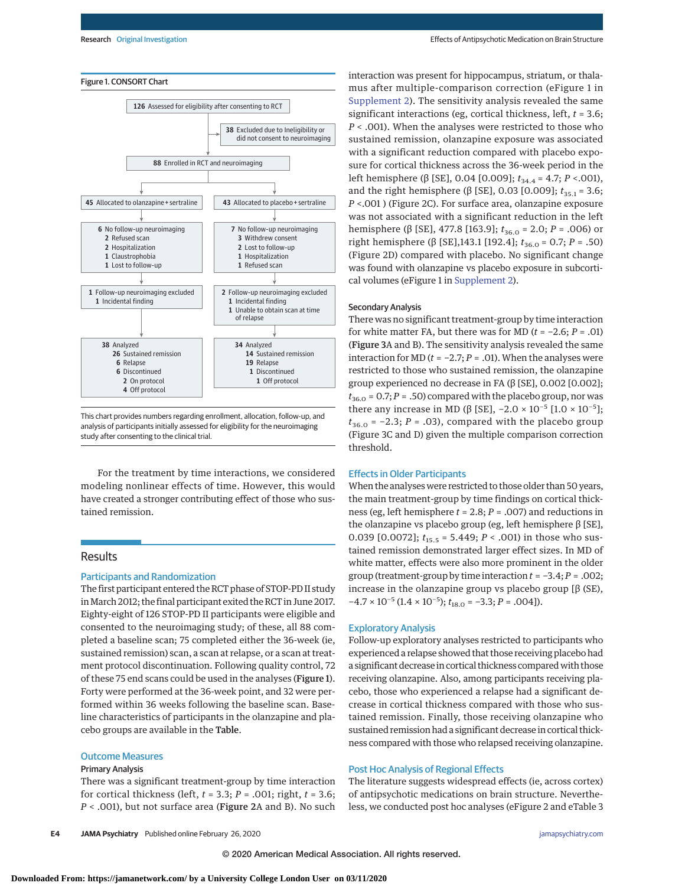Figure 1. CONSORT Chart

126 Assessed for eligibility after consenting to RCT

38 Excluded due to Ineligibility or did not consent to neuroimaging

88 Enrolled in RCT and neuroimaging

45 Allocated to olanzapine + sertraline

6 No follow-up neuroimaging
- 2 Refused scan
- 2 Hospitalization
- 1 Claustrophobia
- 1 Lost to follow-up

1 Follow-up neuroimaging excluded
- 1 Incidental finding

38 Analyzed
- 26 Sustained remission
- 6 Relapse
- 6 Discontinued
  - 2 On protocol
  - 4 Off protocol

43 Allocated to placebo + sertraline

7 No follow-up neuroimaging
- 3 Withdrew consent
- 2 Lost to follow-up
- 1 Hospitalization
- 1 Refused scan

2 Follow-up neuroimaging excluded
- 1 Incidental finding
- 1 Unable to obtain scan at time of relapse

34 Analyzed
- 14 Sustained remission
- 19 Relapse
- 1 Discontinued
  - 1 Off protocol

This chart provides numbers regarding enrollment, allocation, follow-up, and analysis of participants initially assessed for eligibility for the neuroimaging study after consenting to the clinical trial.

For the treatment by time interactions, we considered modeling nonlinear effects of time. However, this would have created a stronger contributing effect of those who sustained remission.

## Results

### Participants and Randomization

The first participant entered the RCT phase of STOP-PD II study in March 2012; the final participant exited the RCT in June 2017. Eighty-eight of 126 STOP-PD II participants were eligible and consented to the neuroimaging study; of these, all 88 completed a baseline scan; 75 completed either the 36-week (ie, sustained remission) scan, a scan at relapse, or a scan at treatment protocol discontinuation. Following quality control, 72 of these 75 end scans could be used in the analyses (**Figure 1**). Forty were performed at the 36-week point, and 32 were performed within 36 weeks following the baseline scan. Baseline characteristics of participants in the olanzapine and placebo groups are available in the **Table**.

### Outcome Measures

#### Primary Analysis

There was a significant treatment-group by time interaction for cortical thickness (left, $t$ = 3.3; $P$ = .001; right, $t$ = 3.6; $P$ < .001), but not surface area (**Figure 2**A and B). No such interaction was present for hippocampus, striatum, or thalamus after multiple-comparison correction (eFigure 1 in Supplement 2). The sensitivity analysis revealed the same significant interactions (eg, cortical thickness, left, $t$ = 3.6; $P$ < .001). When the analyses were restricted to those who sustained remission, olanzapine exposure was associated with a significant reduction compared with placebo exposure for cortical thickness across the 36-week period in the left hemisphere (β [SE], 0.04 [0.009]; $t_{34.4}$ = 4.7; $P$ <.001), and the right hemisphere (β [SE], 0.03 [0.009]; $t_{35.1}$ = 3.6; $P$ <.001 ) (Figure 2C). For surface area, olanzapine exposure was not associated with a significant reduction in the left hemisphere (β [SE], 477.8 [163.9]; $t_{36.0}$ = 2.0; $P$ = .006) or right hemisphere (β [SE],143.1 [192.4]; $t_{36.0}$ = 0.7; $P$ = .50) (Figure 2D) compared with placebo. No significant change was found with olanzapine vs placebo exposure in subcortical volumes (eFigure 1 in Supplement 2).

#### Secondary Analysis

There was no significant treatment-group by time interaction for white matter FA, but there was for MD ($t$ = −2.6; $P$ = .01) (**Figure 3**A and B). The sensitivity analysis revealed the same interaction for MD ($t$ = −2.7; $P$ = .01). When the analyses were restricted to those who sustained remission, the olanzapine group experienced no decrease in FA (β [SE], 0.002 [0.002]; $t_{36.0}$ = 0.7; $P$ = .50) compared with the placebo group, nor was there any increase in MD (β [SE], $-2.0 \times 10^{-5}$ [$1.0 \times 10^{-5}$]; $t_{36.0}$ = −2.3; $P$ = .03), compared with the placebo group (Figure 3C and D) given the multiple comparison correction threshold.

### Effects in Older Participants

When the analyses were restricted to those older than 50 years, the main treatment-group by time findings on cortical thickness (eg, left hemisphere $t$ = 2.8; $P$ = .007) and reductions in the olanzapine vs placebo group (eg, left hemisphere β [SE], 0.039 [0.0072]; $t_{15.5}$ = 5.449; $P$ < .001) in those who sustained remission demonstrated larger effect sizes. In MD of white matter, effects were also more prominent in the older group (treatment-group by time interaction $t$ = −3.4; $P$ = .002; increase in the olanzapine group vs placebo group [β (SE), $-4.7 \times 10^{-5}$ ($1.4 \times 10^{-5}$); $t_{18.0}$ = −3.3; $P$ = .004]).

### Exploratory Analysis

Follow-up exploratory analyses restricted to participants who experienced a relapse showed that those receiving placebo had a significant decrease in cortical thickness compared with those receiving olanzapine. Also, among participants receiving placebo, those who experienced a relapse had a significant decrease in cortical thickness compared with those who sustained remission. Finally, those receiving olanzapine who sustained remission had a significant decrease in cortical thickness compared with those who relapsed receiving olanzapine.

### Post Hoc Analysis of Regional Effects

The literature suggests widespread effects (ie, across cortex) of antipsychotic medications on brain structure. Nevertheless, we conducted post hoc analyses (eFigure 2 and eTable 3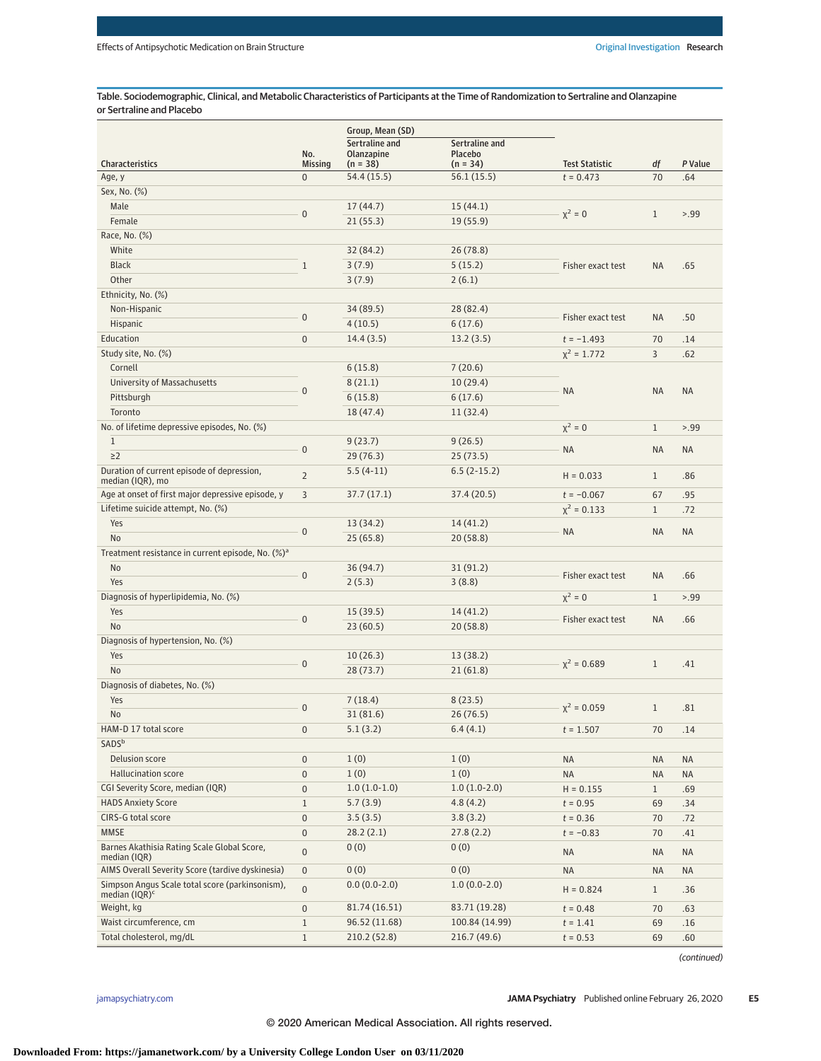Table. Sociodemographic, Clinical, and Metabolic Characteristics of Participants at the Time of Randomization to Sertraline and Olanzapine or Sertraline and Placebo

| Characteristics | No. Missing | Group, Mean (SD) | | Test Statistic | df | P Value |
|---|---|---|---|---|---|---|
| | | Sertraline and Olanzapine (n = 38) | Sertraline and Placebo (n = 34) | | | |
| Age, y | 0 | 54.4 (15.5) | 56.1 (15.5) | t = 0.473 | 70 | .64 |
| Sex, No. (%) | | | | | | |
| Male | 0 | 17 (44.7) | 15 (44.1) | $\chi^2$ = 0 | 1 | >.99 |
| Female | | 21 (55.3) | 19 (55.9) | | | |
| Race, No. (%) | | | | | | |
| White | 1 | 32 (84.2) | 26 (78.8) | Fisher exact test | NA | .65 |
| Black | | 3 (7.9) | 5 (15.2) | | | |
| Other | | 3 (7.9) | 2 (6.1) | | | |
| Ethnicity, No. (%) | | | | | | |
| Non-Hispanic | 0 | 34 (89.5) | 28 (82.4) | Fisher exact test | NA | .50 |
| Hispanic | | 4 (10.5) | 6 (17.6) | | | |
| Education | 0 | 14.4 (3.5) | 13.2 (3.5) | t = −1.493 | 70 | .14 |
| Study site, No. (%) | | | | $\chi^2$ = 1.772 | 3 | .62 |
| Cornell | 0 | 6 (15.8) | 7 (20.6) | NA | NA | NA |
| University of Massachusetts | | 8 (21.1) | 10 (29.4) | | | |
| Pittsburgh | | 6 (15.8) | 6 (17.6) | | | |
| Toronto | | 18 (47.4) | 11 (32.4) | | | |
| No. of lifetime depressive episodes, No. (%) | | | | $\chi^2$ = 0 | 1 | >.99 |
| 1 | 0 | 9 (23.7) | 9 (26.5) | NA | NA | NA |
| ≥2 | | 29 (76.3) | 25 (73.5) | | | |
| Duration of current episode of depression, median (IQR), mo | 2 | 5.5 (4-11) | 6.5 (2-15.2) | H = 0.033 | 1 | .86 |
| Age at onset of first major depressive episode, y | 3 | 37.7 (17.1) | 37.4 (20.5) | t = −0.067 | 67 | .95 |
| Lifetime suicide attempt, No. (%) | | | | $\chi^2$ = 0.133 | 1 | .72 |
| Yes | 0 | 13 (34.2) | 14 (41.2) | NA | NA | NA |
| No | | 25 (65.8) | 20 (58.8) | | | |
| Treatment resistance in current episode, No. (%)[a] | | | | | | |
| No | 0 | 36 (94.7) | 31 (91.2) | Fisher exact test | NA | .66 |
| Yes | | 2 (5.3) | 3 (8.8) | | | |
| Diagnosis of hyperlipidemia, No. (%) | | | | $\chi^2$ = 0 | 1 | >.99 |
| Yes | 0 | 15 (39.5) | 14 (41.2) | Fisher exact test | NA | .66 |
| No | | 23 (60.5) | 20 (58.8) | | | |
| Diagnosis of hypertension, No. (%) | | | | | | |
| Yes | 0 | 10 (26.3) | 13 (38.2) | $\chi^2$ = 0.689 | 1 | .41 |
| No | | 28 (73.7) | 21 (61.8) | | | |
| Diagnosis of diabetes, No. (%) | | | | | | |
| Yes | 0 | 7 (18.4) | 8 (23.5) | $\chi^2$ = 0.059 | 1 | .81 |
| No | | 31 (81.6) | 26 (76.5) | | | |
| HAM-D 17 total score | 0 | 5.1 (3.2) | 6.4 (4.1) | t = 1.507 | 70 | .14 |
| SADS[b] | | | | | | |
| Delusion score | 0 | 1 (0) | 1 (0) | NA | NA | NA |
| Hallucination score | 0 | 1 (0) | 1 (0) | NA | NA | NA |
| CGI Severity Score, median (IQR) | 0 | 1.0 (1.0-1.0) | 1.0 (1.0-2.0) | H = 0.155 | 1 | .69 |
| HADS Anxiety Score | 1 | 5.7 (3.9) | 4.8 (4.2) | t = 0.95 | 69 | .34 |
| CIRS-G total score | 0 | 3.5 (3.5) | 3.8 (3.2) | t = 0.36 | 70 | .72 |
| MMSE | 0 | 28.2 (2.1) | 27.8 (2.2) | t = −0.83 | 70 | .41 |
| Barnes Akathisia Rating Scale Global Score, median (IQR) | 0 | 0 (0) | 0 (0) | NA | NA | NA |
| AIMS Overall Severity Score (tardive dyskinesia) | 0 | 0 (0) | 0 (0) | NA | NA | NA |
| Simpson Angus Scale total score (parkinsonism), median (IQR)[c] | 0 | 0.0 (0.0-2.0) | 1.0 (0.0-2.0) | H = 0.824 | 1 | .36 |
| Weight, kg | 0 | 81.74 (16.51) | 83.71 (19.28) | t = 0.48 | 70 | .63 |
| Waist circumference, cm | 1 | 96.52 (11.68) | 100.84 (14.99) | t = 1.41 | 69 | .16 |
| Total cholesterol, mg/dL | 1 | 210.2 (52.8) | 216.7 (49.6) | t = 0.53 | 69 | .60 |

(continued)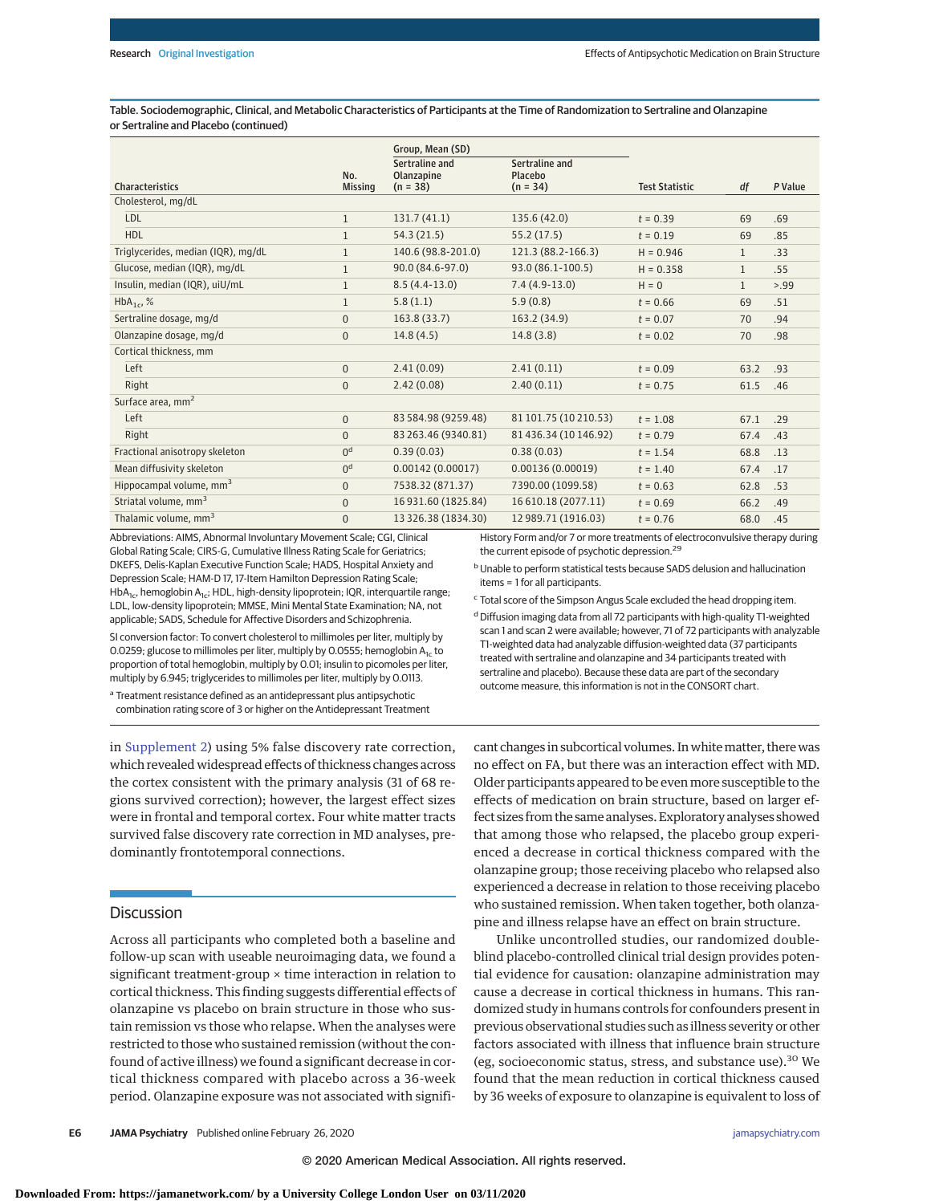Table. Sociodemographic, Clinical, and Metabolic Characteristics of Participants at the Time of Randomization to Sertraline and Olanzapine or Sertraline and Placebo (continued)

| Characteristics | No. Missing | Group, Mean (SD) | | Test Statistic | df | P Value |
|---|---|---|---|---|---|---|
| | | Sertraline and Olanzapine (n = 38) | Sertraline and Placebo (n = 34) | | | |
| Cholesterol, mg/dL | | | | | | |
| LDL | 1 | 131.7 (41.1) | 135.6 (42.0) | t = 0.39 | 69 | .69 |
| HDL | 1 | 54.3 (21.5) | 55.2 (17.5) | t = 0.19 | 69 | .85 |
| Triglycerides, median (IQR), mg/dL | 1 | 140.6 (98.8-201.0) | 121.3 (88.2-166.3) | H = 0.946 | 1 | .33 |
| Glucose, median (IQR), mg/dL | 1 | 90.0 (84.6-97.0) | 93.0 (86.1-100.5) | H = 0.358 | 1 | .55 |
| Insulin, median (IQR), uiU/mL | 1 | 8.5 (4.4-13.0) | 7.4 (4.9-13.0) | H = 0 | 1 | >.99 |
| $HbA_{1c}$, % | 1 | 5.8 (1.1) | 5.9 (0.8) | t = 0.66 | 69 | .51 |
| Sertraline dosage, mg/d | 0 | 163.8 (33.7) | 163.2 (34.9) | t = 0.07 | 70 | .94 |
| Olanzapine dosage, mg/d | 0 | 14.8 (4.5) | 14.8 (3.8) | t = 0.02 | 70 | .98 |
| Cortical thickness, mm | | | | | | |
| Left | 0 | 2.41 (0.09) | 2.41 (0.11) | t = 0.09 | 63.2 | .93 |
| Right | 0 | 2.42 (0.08) | 2.40 (0.11) | t = 0.75 | 61.5 | .46 |
| Surface area, $mm^2$ | | | | | | |
| Left | 0 | 83 584.98 (9259.48) | 81 101.75 (10 210.53) | t = 1.08 | 67.1 | .29 |
| Right | 0 | 83 263.46 (9340.81) | 81 436.34 (10 146.92) | t = 0.79 | 67.4 | .43 |
| Fractional anisotropy skeleton | 0[d] | 0.39 (0.03) | 0.38 (0.03) | t = 1.54 | 68.8 | .13 |
| Mean diffusivity skeleton | 0[d] | 0.00142 (0.00017) | 0.00136 (0.00019) | t = 1.40 | 67.4 | .17 |
| Hippocampal volume, $mm^3$ | 0 | 7538.32 (871.37) | 7390.00 (1099.58) | t = 0.63 | 62.8 | .53 |
| Striatal volume, $mm^3$ | 0 | 16 931.60 (1825.84) | 16 610.18 (2077.11) | t = 0.69 | 66.2 | .49 |
| Thalamic volume, $mm^3$ | 0 | 13 326.38 (1834.30) | 12 989.71 (1916.03) | t = 0.76 | 68.0 | .45 |

Abbreviations: AIMS, Abnormal Involuntary Movement Scale; CGI, Clinical Global Rating Scale; CIRS-G, Cumulative Illness Rating Scale for Geriatrics; DKEFS, Delis-Kaplan Executive Function Scale; HADS, Hospital Anxiety and Depression Scale; HAM-D 17, 17-Item Hamilton Depression Rating Scale; $HbA_{1c}$, hemoglobin $A_{1c}$; HDL, high-density lipoprotein; IQR, interquartile range; LDL, low-density lipoprotein; MMSE, Mini Mental State Examination; NA, not applicable; SADS, Schedule for Affective Disorders and Schizophrenia.

SI conversion factor: To convert cholesterol to millimoles per liter, multiply by 0.0259; glucose to millimoles per liter, multiply by 0.0555; hemoglobin $A_{1c}$ to proportion of total hemoglobin, multiply by 0.01; insulin to picomoles per liter, multiply by 6.945; triglycerides to millimoles per liter, multiply by 0.0113.

[a] Treatment resistance defined as an antidepressant plus antipsychotic combination rating score of 3 or higher on the Antidepressant Treatment History Form and/or 7 or more treatments of electroconvulsive therapy during the current episode of psychotic depression.[29]

[b] Unable to perform statistical tests because SADS delusion and hallucination items = 1 for all participants.

[c] Total score of the Simpson Angus Scale excluded the head dropping item.

[d] Diffusion imaging data from all 72 participants with high-quality T1-weighted scan 1 and scan 2 were available; however, 71 of 72 participants with analyzable T1-weighted data had analyzable diffusion-weighted data (37 participants treated with sertraline and olanzapine and 34 participants treated with sertraline and placebo). Because these data are part of the secondary outcome measure, this information is not in the CONSORT chart.

in Supplement 2) using 5% false discovery rate correction, which revealed widespread effects of thickness changes across the cortex consistent with the primary analysis (31 of 68 regions survived correction); however, the largest effect sizes were in frontal and temporal cortex. Four white matter tracts survived false discovery rate correction in MD analyses, predominantly frontotemporal connections.

## Discussion

Across all participants who completed both a baseline and follow-up scan with useable neuroimaging data, we found a significant treatment-group × time interaction in relation to cortical thickness. This finding suggests differential effects of olanzapine vs placebo on brain structure in those who sustain remission vs those who relapse. When the analyses were restricted to those who sustained remission (without the confound of active illness) we found a significant decrease in cortical thickness compared with placebo across a 36-week period. Olanzapine exposure was not associated with significant changes in subcortical volumes. In white matter, there was no effect on FA, but there was an interaction effect with MD. Older participants appeared to be even more susceptible to the effects of medication on brain structure, based on larger effect sizes from the same analyses. Exploratory analyses showed that among those who relapsed, the placebo group experienced a decrease in cortical thickness compared with the olanzapine group; those receiving placebo who relapsed also experienced a decrease in relation to those receiving placebo who sustained remission. When taken together, both olanzapine and illness relapse have an effect on brain structure.

Unlike uncontrolled studies, our randomized double-blind placebo-controlled clinical trial design provides potential evidence for causation: olanzapine administration may cause a decrease in cortical thickness in humans. This randomized study in humans controls for confounders present in previous observational studies such as illness severity or other factors associated with illness that influence brain structure (eg, socioeconomic status, stress, and substance use).[30] We found that the mean reduction in cortical thickness caused by 36 weeks of exposure to olanzapine is equivalent to loss of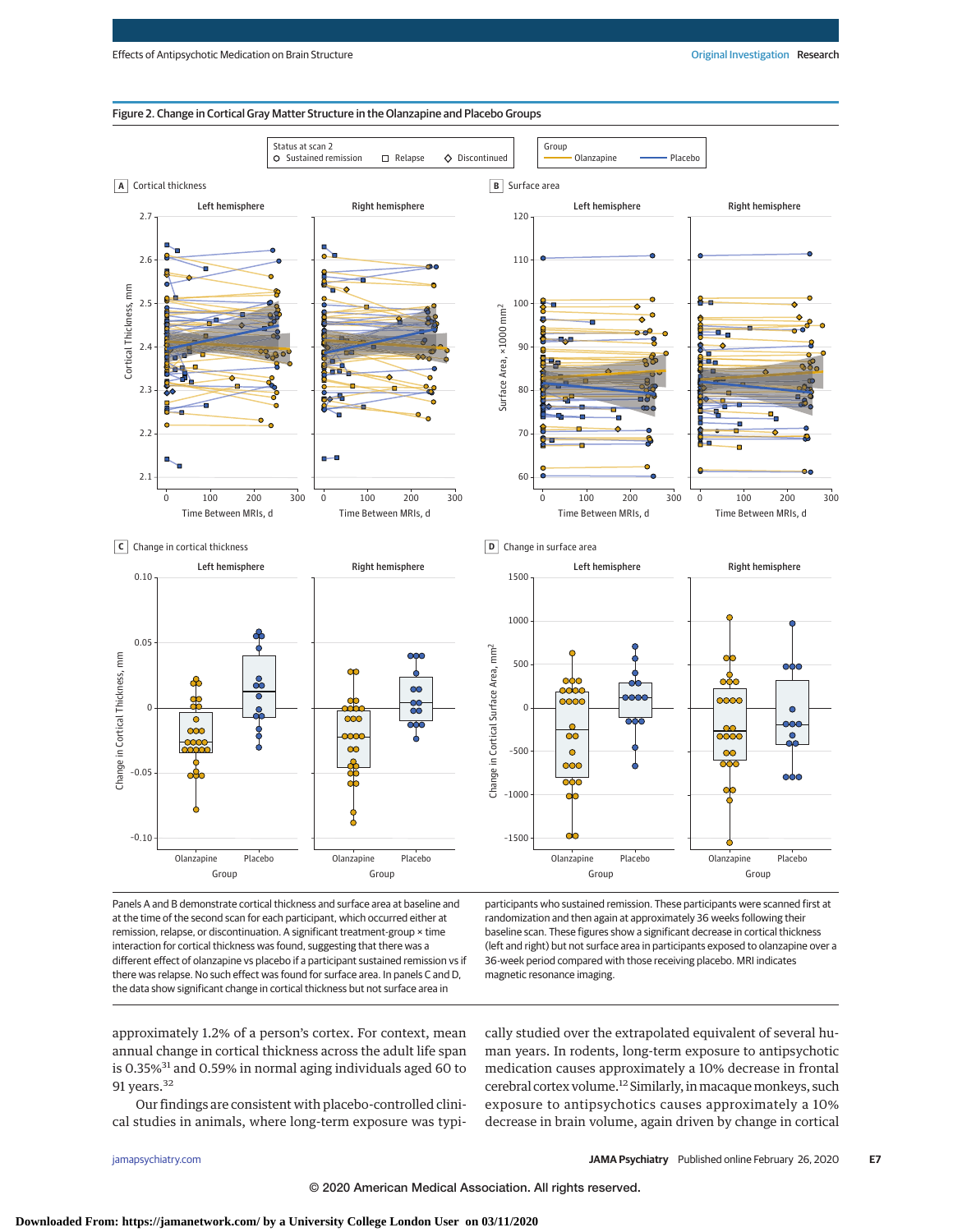Figure 2. Change in Cortical Gray Matter Structure in the Olanzapine and Placebo Groups

Panels A and B demonstrate cortical thickness and surface area at baseline and at the time of the second scan for each participant, which occurred either at remission, relapse, or discontinuation. A significant treatment-group × time interaction for cortical thickness was found, suggesting that there was a different effect of olanzapine vs placebo if a participant sustained remission vs if there was relapse. No such effect was found for surface area. In panels C and D, the data show significant change in cortical thickness but not surface area in participants who sustained remission. These participants were scanned first at randomization and then again at approximately 36 weeks following their baseline scan. These figures show a significant decrease in cortical thickness (left and right) but not surface area in participants exposed to olanzapine over a 36-week period compared with those receiving placebo. MRI indicates magnetic resonance imaging.

approximately 1.2% of a person's cortex. For context, mean annual change in cortical thickness across the adult life span is 0.35%[31] and 0.59% in normal aging individuals aged 60 to 91 years.[32]

Our findings are consistent with placebo-controlled clinical studies in animals, where long-term exposure was typically studied over the extrapolated equivalent of several human years. In rodents, long-term exposure to antipsychotic medication causes approximately a 10% decrease in frontal cerebral cortex volume.[12] Similarly, in macaque monkeys, such exposure to antipsychotics causes approximately a 10% decrease in brain volume, again driven by change in cortical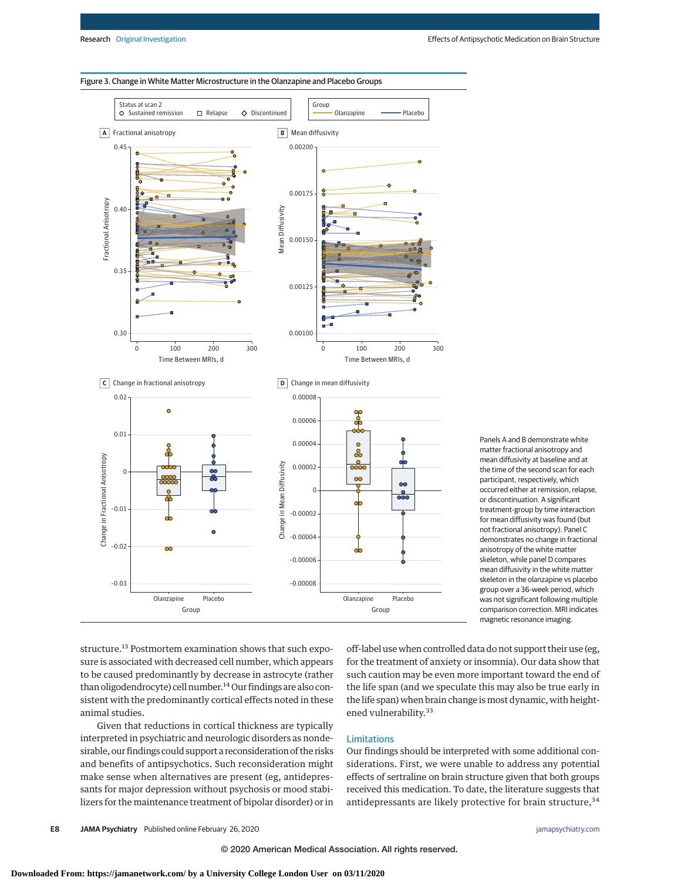Figure 3. Change in White Matter Microstructure in the Olanzapine and Placebo Groups

Panels A and B demonstrate white matter fractional anisotropy and mean diffusivity at baseline and at the time of the second scan for each participant, respectively, which occurred either at remission, relapse, or discontinuation. A significant treatment-group by time interaction for mean diffusivity was found (but not fractional anisotropy). Panel C demonstrates no change in fractional anisotropy of the white matter skeleton, while panel D compares mean diffusivity in the white matter skeleton in the olanzapine vs placebo group over a 36-week period, which was not significant following multiple comparison correction. MRI indicates magnetic resonance imaging.

structure.[13] Postmortem examination shows that such exposure is associated with decreased cell number, which appears to be caused predominantly by decrease in astrocyte (rather than oligodendrocyte) cell number.[14] Our findings are also consistent with the predominantly cortical effects noted in these animal studies.

Given that reductions in cortical thickness are typically interpreted in psychiatric and neurologic disorders as nondesirable, our findings could support a reconsideration of the risks and benefits of antipsychotics. Such reconsideration might make sense when alternatives are present (eg, antidepressants for major depression without psychosis or mood stabilizers for the maintenance treatment of bipolar disorder) or in off-label use when controlled data do not support their use (eg, for the treatment of anxiety or insomnia). Our data show that such caution may be even more important toward the end of the life span (and we speculate this may also be true early in the life span) when brain change is most dynamic, with heightened vulnerability.[33]

## Limitations

Our findings should be interpreted with some additional considerations. First, we were unable to address any potential effects of sertraline on brain structure given that both groups received this medication. To date, the literature suggests that antidepressants are likely protective for brain structure,[34]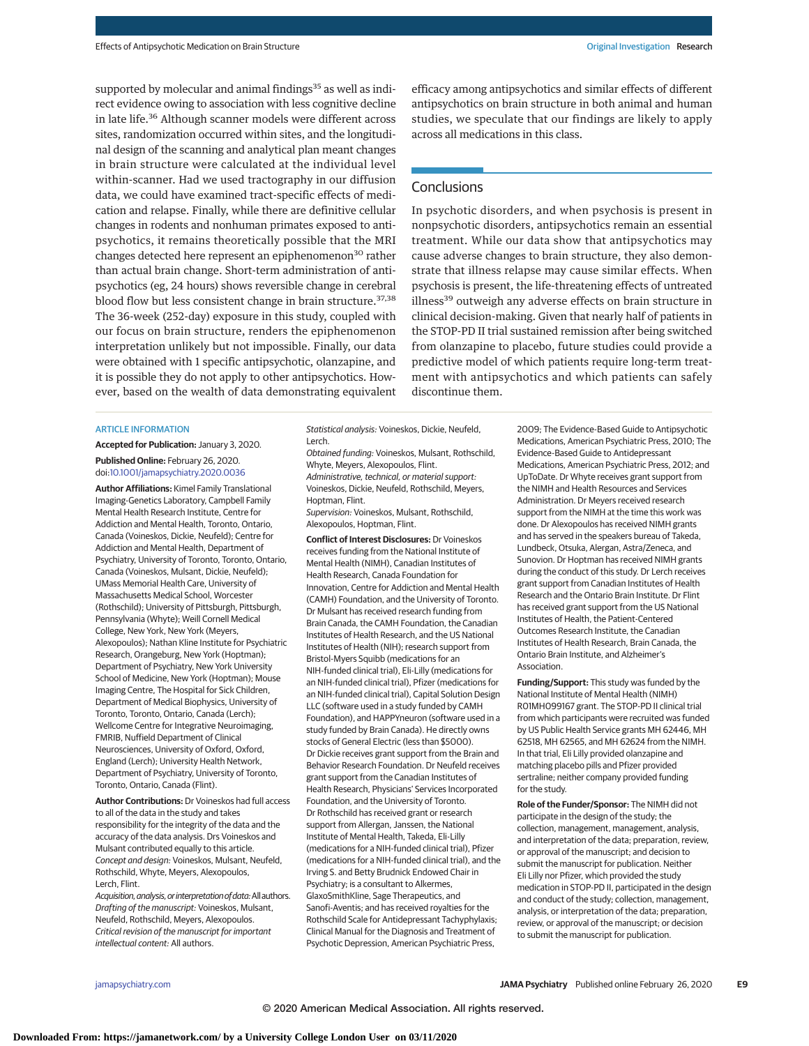supported by molecular and animal findings[35] as well as indirect evidence owing to association with less cognitive decline in late life.[36] Although scanner models were different across sites, randomization occurred within sites, and the longitudinal design of the scanning and analytical plan meant changes in brain structure were calculated at the individual level within-scanner. Had we used tractography in our diffusion data, we could have examined tract-specific effects of medication and relapse. Finally, while there are definitive cellular changes in rodents and nonhuman primates exposed to antipsychotics, it remains theoretically possible that the MRI changes detected here represent an epiphenomenon[30] rather than actual brain change. Short-term administration of antipsychotics (eg, 24 hours) shows reversible change in cerebral blood flow but less consistent change in brain structure.[37,38] The 36-week (252-day) exposure in this study, coupled with our focus on brain structure, renders the epiphenomenon interpretation unlikely but not impossible. Finally, our data were obtained with 1 specific antipsychotic, olanzapine, and it is possible they do not apply to other antipsychotics. However, based on the wealth of data demonstrating equivalent efficacy among antipsychotics and similar effects of different antipsychotics on brain structure in both animal and human studies, we speculate that our findings are likely to apply across all medications in this class.

## Conclusions

In psychotic disorders, and when psychosis is present in nonpsychotic disorders, antipsychotics remain an essential treatment. While our data show that antipsychotics may cause adverse changes to brain structure, they also demonstrate that illness relapse may cause similar effects. When psychosis is present, the life-threatening effects of untreated illness[39] outweigh any adverse effects on brain structure in clinical decision-making. Given that nearly half of patients in the STOP-PD II trial sustained remission after being switched from olanzapine to placebo, future studies could provide a predictive model of which patients require long-term treatment with antipsychotics and which patients can safely discontinue them.

### ARTICLE INFORMATION

**Accepted for Publication:** January 3, 2020.

**Published Online:** February 26, 2020. doi:10.1001/jamapsychiatry.2020.0036

**Author Affiliations:** Kimel Family Translational Imaging-Genetics Laboratory, Campbell Family Mental Health Research Institute, Centre for Addiction and Mental Health, Toronto, Ontario, Canada (Voineskos, Dickie, Neufeld); Centre for Addiction and Mental Health, Department of Psychiatry, University of Toronto, Toronto, Ontario, Canada (Voineskos, Mulsant, Dickie, Neufeld); UMass Memorial Health Care, University of Massachusetts Medical School, Worcester (Rothschild); University of Pittsburgh, Pittsburgh, Pennsylvania (Whyte); Weill Cornell Medical College, New York, New York (Meyers, Alexopoulos); Nathan Kline Institute for Psychiatric Research, Orangeburg, New York (Hoptman); Department of Psychiatry, New York University School of Medicine, New York (Hoptman); Mouse Imaging Centre, The Hospital for Sick Children, Department of Medical Biophysics, University of Toronto, Toronto, Ontario, Canada (Lerch); Wellcome Centre for Integrative Neuroimaging, FMRIB, Nuffield Department of Clinical Neurosciences, University of Oxford, Oxford, England (Lerch); University Health Network, Department of Psychiatry, University of Toronto, Toronto, Ontario, Canada (Flint).

**Author Contributions:** Dr Voineskos had full access to all of the data in the study and takes responsibility for the integrity of the data and the accuracy of the data analysis. Drs Voineskos and Mulsant contributed equally to this article.
*Concept and design:* Voineskos, Mulsant, Neufeld, Rothschild, Whyte, Meyers, Alexopoulos, Lerch, Flint.
*Acquisition, analysis, or interpretation of data:* All authors.
*Drafting of the manuscript:* Voineskos, Mulsant, Neufeld, Rothschild, Meyers, Alexopoulos.
*Critical revision of the manuscript for important intellectual content:* All authors.
*Statistical analysis:* Voineskos, Dickie, Neufeld, Lerch.
*Obtained funding:* Voineskos, Mulsant, Rothschild, Whyte, Meyers, Alexopoulos, Flint.
*Administrative, technical, or material support:* Voineskos, Dickie, Neufeld, Rothschild, Meyers, Hoptman, Flint.
*Supervision:* Voineskos, Mulsant, Rothschild, Alexopoulos, Hoptman, Flint.

**Conflict of Interest Disclosures:** Dr Voineskos receives funding from the National Institute of Mental Health (NIMH), Canadian Institutes of Health Research, Canada Foundation for Innovation, Centre for Addiction and Mental Health (CAMH) Foundation, and the University of Toronto. Dr Mulsant has received research funding from Brain Canada, the CAMH Foundation, the Canadian Institutes of Health Research, and the US National Institutes of Health (NIH); research support from Bristol-Myers Squibb (medications for an NIH-funded clinical trial), Eli-Lilly (medications for an NIH-funded clinical trial), Pfizer (medications for an NIH-funded clinical trial), Capital Solution Design LLC (software used in a study funded by CAMH Foundation), and HAPPYneuron (software used in a study funded by Brain Canada). He directly owns stocks of General Electric (less than $5000). Dr Dickie receives grant support from the Brain and Behavior Research Foundation. Dr Neufeld receives grant support from the Canadian Institutes of Health Research, Physicians' Services Incorporated Foundation, and the University of Toronto. Dr Rothschild has received grant or research support from Allergan, Janssen, the National Institute of Mental Health, Takeda, Eli-Lilly (medications for a NIH-funded clinical trial), Pfizer (medications for a NIH-funded clinical trial), and the Irving S. and Betty Brudnick Endowed Chair in Psychiatry; is a consultant to Alkermes, GlaxoSmithKline, Sage Therapeutics, and Sanofi-Aventis; and has received royalties for the Rothschild Scale for Antidepressant Tachyphylaxis; Clinical Manual for the Diagnosis and Treatment of Psychotic Depression, American Psychiatric Press, 2009; The Evidence-Based Guide to Antipsychotic Medications, American Psychiatric Press, 2010; The Evidence-Based Guide to Antidepressant Medications, American Psychiatric Press, 2012; and UpToDate. Dr Whyte receives grant support from the NIMH and Health Resources and Services Administration. Dr Meyers received research support from the NIMH at the time this work was done. Dr Alexopoulos has received NIMH grants and has served in the speakers bureau of Takeda, Lundbeck, Otsuka, Alergan, Astra/Zeneca, and Sunovion. Dr Hoptman has received NIMH grants during the conduct of this study. Dr Lerch receives grant support from Canadian Institutes of Health Research and the Ontario Brain Institute. Dr Flint has received grant support from the US National Institutes of Health, the Patient-Centered Outcomes Research Institute, the Canadian Institutes of Health Research, Brain Canada, the Ontario Brain Institute, and Alzheimer's Association.

**Funding/Support:** This study was funded by the National Institute of Mental Health (NIMH) R01MH099167 grant. The STOP-PD II clinical trial from which participants were recruited was funded by US Public Health Service grants MH 62446, MH 62518, MH 62565, and MH 62624 from the NIMH. In that trial, Eli Lilly provided olanzapine and matching placebo pills and Pfizer provided sertraline; neither company provided funding for the study.

**Role of the Funder/Sponsor:** The NIMH did not participate in the design of the study; the collection, management, analysis, and interpretation of the data; preparation, review, or approval of the manuscript; and decision to submit the manuscript for publication. Neither Eli Lilly nor Pfizer, which provided the study medication in STOP-PD II, participated in the design and conduct of the study; collection, management, analysis, or interpretation of the data; preparation, review, or approval of the manuscript; or decision to submit the manuscript for publication.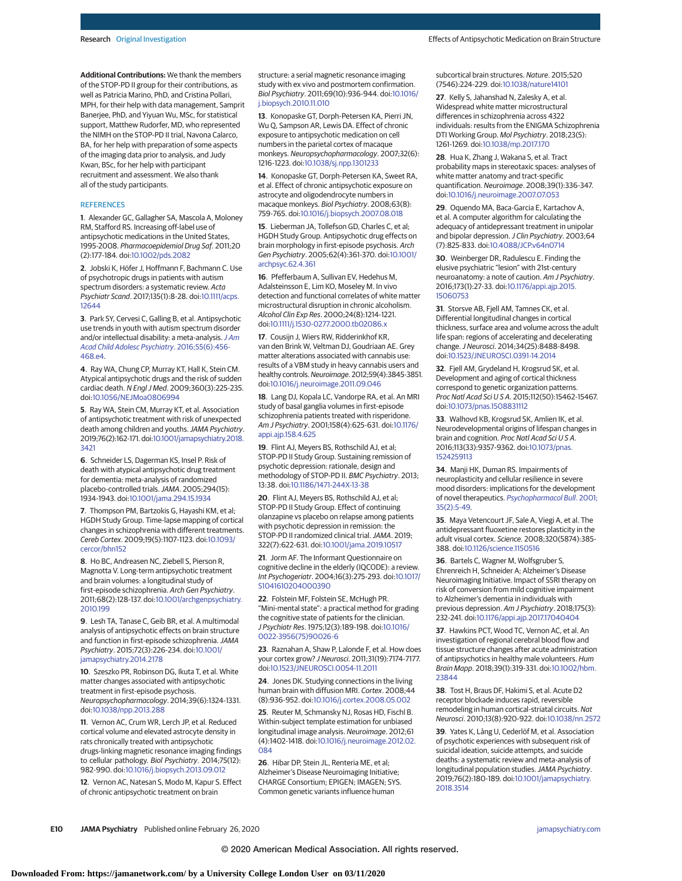**Additional Contributions:** We thank the members of the STOP-PD II group for their contributions, as well as Patricia Marino, PhD, and Cristina Pollari, MPH, for their help with data management, Samprit Banerjee, PhD, and Yiyuan Wu, MSc, for statistical support, Matthew Rudorfer, MD, who represented the NIMH on the STOP-PD II trial, Navona Calarco, BA, for her help with preparation of some aspects of the imaging data prior to analysis, and Judy Kwan, BSc, for her help with participant recruitment and assessment. We also thank all of the study participants.

## REFERENCES

1. Alexander GC, Gallagher SA, Mascola A, Moloney RM, Stafford RS. Increasing off-label use of antipsychotic medications in the United States, 1995-2008. *Pharmacoepidemiol Drug Saf*. 2011;20(2):177-184. doi:10.1002/pds.2082

2. Jobski K, Höfer J, Hoffmann F, Bachmann C. Use of psychotropic drugs in patients with autism spectrum disorders: a systematic review. *Acta Psychiatr Scand*. 2017;135(1):8-28. doi:10.1111/acps.12644

3. Park SY, Cervesi C, Galling B, et al. Antipsychotic use trends in youth with autism spectrum disorder and/or intellectual disability: a meta-analysis. *J Am Acad Child Adolesc Psychiatry*. 2016;55(6):456-468.e4.

4. Ray WA, Chung CP, Murray KT, Hall K, Stein CM. Atypical antipsychotic drugs and the risk of sudden cardiac death. *N Engl J Med*. 2009;360(3):225-235. doi:10.1056/NEJMoa0806994

5. Ray WA, Stein CM, Murray KT, et al. Association of antipsychotic treatment with risk of unexpected death among children and youths. *JAMA Psychiatry*. 2019;76(2):162-171. doi:10.1001/jamapsychiatry.2018.3421

6. Schneider LS, Dagerman KS, Insel P. Risk of death with atypical antipsychotic drug treatment for dementia: meta-analysis of randomized placebo-controlled trials. *JAMA*. 2005;294(15):1934-1943. doi:10.1001/jama.294.15.1934

7. Thompson PM, Bartzokis G, Hayashi KM, et al; HGDH Study Group. Time-lapse mapping of cortical changes in schizophrenia with different treatments. *Cereb Cortex*. 2009;19(5):1107-1123. doi:10.1093/cercor/bhn152

8. Ho BC, Andreasen NC, Ziebell S, Pierson R, Magnotta V. Long-term antipsychotic treatment and brain volumes: a longitudinal study of first-episode schizophrenia. *Arch Gen Psychiatry*. 2011;68(2):128-137. doi:10.1001/archgenpsychiatry.2010.199

9. Lesh TA, Tanase C, Geib BR, et al. A multimodal analysis of antipsychotic effects on brain structure and function in first-episode schizophrenia. *JAMA Psychiatry*. 2015;72(3):226-234. doi:10.1001/jamapsychiatry.2014.2178

10. Szeszko PR, Robinson DG, Ikuta T, et al. White matter changes associated with antipsychotic treatment in first-episode psychosis. *Neuropsychopharmacology*. 2014;39(6):1324-1331. doi:10.1038/npp.2013.288

11. Vernon AC, Crum WR, Lerch JP, et al. Reduced cortical volume and elevated astrocyte density in rats chronically treated with antipsychotic drugs-linking magnetic resonance imaging findings to cellular pathology. *Biol Psychiatry*. 2014;75(12):982-990. doi:10.1016/j.biopsych.2013.09.012

12. Vernon AC, Natesan S, Modo M, Kapur S. Effect of chronic antipsychotic treatment on brain structure: a serial magnetic resonance imaging study with ex vivo and postmortem confirmation. *Biol Psychiatry*. 2011;69(10):936-944. doi:10.1016/j.biopsych.2010.11.010

13. Konopaske GT, Dorph-Petersen KA, Pierri JN, Wu Q, Sampson AR, Lewis DA. Effect of chronic exposure to antipsychotic medication on cell numbers in the parietal cortex of macaque monkeys. *Neuropsychopharmacology*. 2007;32(6):1216-1223. doi:10.1038/sj.npp.1301233

14. Konopaske GT, Dorph-Petersen KA, Sweet RA, et al. Effect of chronic antipsychotic exposure on astrocyte and oligodendrocyte numbers in macaque monkeys. *Biol Psychiatry*. 2008;63(8):759-765. doi:10.1016/j.biopsych.2007.08.018

15. Lieberman JA, Tollefson GD, Charles C, et al; HGDH Study Group. Antipsychotic drug effects on brain morphology in first-episode psychosis. *Arch Gen Psychiatry*. 2005;62(4):361-370. doi:10.1001/archpsyc.62.4.361

16. Pfefferbaum A, Sullivan EV, Hedehus M, Adalsteinsson E, Lim KO, Moseley M. In vivo detection and functional correlates of white matter microstructural disruption in chronic alcoholism. *Alcohol Clin Exp Res*. 2000;24(8):1214-1221. doi:10.1111/j.1530-0277.2000.tb02086.x

17. Cousijn J, Wiers RW, Ridderinkhof KR, van den Brink W, Veltman DJ, Goudriaan AE. Grey matter alterations associated with cannabis use: results of a VBM study in heavy cannabis users and healthy controls. *Neuroimage*. 2012;59(4):3845-3851. doi:10.1016/j.neuroimage.2011.09.046

18. Lang DJ, Kopala LC, Vandorpe RA, et al. An MRI study of basal ganglia volumes in first-episode schizophrenia patients treated with risperidone. *Am J Psychiatry*. 2001;158(4):625-631. doi:10.1176/appi.ajp.158.4.625

19. Flint AJ, Meyers BS, Rothschild AJ, et al; STOP-PD II Study Group. Sustaining remission of psychotic depression: rationale, design and methodology of STOP-PD II. *BMC Psychiatry*. 2013;13:38. doi:10.1186/1471-244X-13-38

20. Flint AJ, Meyers BS, Rothschild AJ, et al; STOP-PD II Study Group. Effect of continuing olanzapine vs placebo on relapse among patients with psychotic depression in remission: the STOP-PD II randomized clinical trial. *JAMA*. 2019;322(7):622-631. doi:10.1001/jama.2019.10517

21. Jorm AF. The Informant Questionnaire on cognitive decline in the elderly (IQCODE): a review. *Int Psychogeriatr*. 2004;16(3):275-293. doi:10.1017/S1041610204000390

22. Folstein MF, Folstein SE, McHugh PR. "Mini-mental state": a practical method for grading the cognitive state of patients for the clinician. *J Psychiatr Res*. 1975;12(3):189-198. doi:10.1016/0022-3956(75)90026-6

23. Raznahan A, Shaw P, Lalonde F, et al. How does your cortex grow? *J Neurosci*. 2011;31(19):7174-7177. doi:10.1523/JNEUROSCI.0054-11.2011

24. Jones DK. Studying connections in the living human brain with diffusion MRI. *Cortex*. 2008;44(8):936-952. doi:10.1016/j.cortex.2008.05.002

25. Reuter M, Schmansky NJ, Rosas HD, Fischl B. Within-subject template estimation for unbiased longitudinal image analysis. *Neuroimage*. 2012;61(4):1402-1418. doi:10.1016/j.neuroimage.2012.02.084

26. Hibar DP, Stein JL, Renteria ME, et al; Alzheimer's Disease Neuroimaging Initiative; CHARGE Consortium; EPIGEN; IMAGEN; SYS. Common genetic variants influence human subcortical brain structures. *Nature*. 2015;520(7546):224-229. doi:10.1038/nature14101

27. Kelly S, Jahanshad N, Zalesky A, et al. Widespread white matter microstructural differences in schizophrenia across 4322 individuals: results from the ENIGMA Schizophrenia DTI Working Group. *Mol Psychiatry*. 2018;23(5):1261-1269. doi:10.1038/mp.2017.170

28. Hua K, Zhang J, Wakana S, et al. Tract probability maps in stereotaxic spaces: analyses of white matter anatomy and tract-specific quantification. *Neuroimage*. 2008;39(1):336-347. doi:10.1016/j.neuroimage.2007.07.053

29. Oquendo MA, Baca-Garcia E, Kartachov A, et al. A computer algorithm for calculating the adequacy of antidepressant treatment in unipolar and bipolar depression. *J Clin Psychiatry*. 2003;64(7):825-833. doi:10.4088/JCP.v64n0714

30. Weinberger DR, Radulescu E. Finding the elusive psychiatric "lesion" with 21st-century neuroanatomy: a note of caution. *Am J Psychiatry*. 2016;173(1):27-33. doi:10.1176/appi.ajp.2015.15060753

31. Storsve AB, Fjell AM, Tamnes CK, et al. Differential longitudinal changes in cortical thickness, surface area and volume across the adult life span: regions of accelerating and decelerating change. *J Neurosci*. 2014;34(25):8488-8498. doi:10.1523/JNEUROSCI.0391-14.2014

32. Fjell AM, Grydeland H, Krogsrud SK, et al. Development and aging of cortical thickness correspond to genetic organization patterns. *Proc Natl Acad Sci U S A*. 2015;112(50):15462-15467. doi:10.1073/pnas.1508831112

33. Walhovd KB, Krogsrud SK, Amlien IK, et al. Neurodevelopmental origins of lifespan changes in brain and cognition. *Proc Natl Acad Sci U S A*. 2016;113(33):9357-9362. doi:10.1073/pnas.1524259113

34. Manji HK, Duman RS. Impairments of neuroplasticity and cellular resilience in severe mood disorders: implications for the development of novel therapeutics. *Psychopharmacol Bull*. 2001;35(2):5-49.

35. Maya Vetencourt JF, Sale A, Viegi A, et al. The antidepressant fluoxetine restores plasticity in the adult visual cortex. *Science*. 2008;320(5874):385-388. doi:10.1126/science.1150516

36. Bartels C, Wagner M, Wolfsgruber S, Ehrenreich H, Schneider A; Alzheimer's Disease Neuroimaging Initiative. Impact of SSRI therapy on risk of conversion from mild cognitive impairment to Alzheimer's dementia in individuals with previous depression. *Am J Psychiatry*. 2018;175(3):232-241. doi:10.1176/appi.ajp.2017.17040404

37. Hawkins PCT, Wood TC, Vernon AC, et al. An investigation of regional cerebral blood flow and tissue structure changes after acute administration of antipsychotics in healthy male volunteers. *Hum Brain Mapp*. 2018;39(1):319-331. doi:10.1002/hbm.23844

38. Tost H, Braus DF, Hakimi S, et al. Acute D2 receptor blockade induces rapid, reversible remodeling in human cortical-striatal circuits. *Nat Neurosci*. 2010;13(8):920-922. doi:10.1038/nn.2572

39. Yates K, Lång U, Cederlöf M, et al. Association of psychotic experiences with subsequent risk of suicidal ideation, suicide attempts, and suicide deaths: a systematic review and meta-analysis of longitudinal population studies. *JAMA Psychiatry*. 2019;76(2):180-189. doi:10.1001/jamapsychiatry.2018.3514